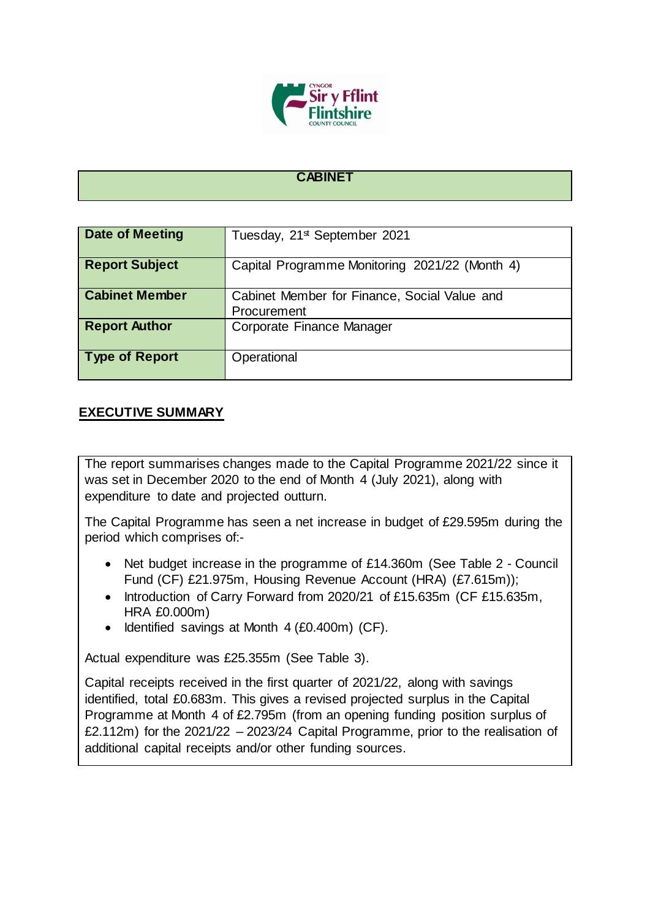**CABINET**

| Date of Meeting | Tuesday, 21st September 2021 |
|---|---|
| Report Subject | Capital Programme Monitoring 2021/22 (Month 4) |
| Cabinet Member | Cabinet Member for Finance, Social Value and Procurement |
| Report Author | Corporate Finance Manager |
| Type of Report | Operational |

## EXECUTIVE SUMMARY

The report summarises changes made to the Capital Programme 2021/22 since it was set in December 2020 to the end of Month 4 (July 2021), along with expenditure to date and projected outturn.

The Capital Programme has seen a net increase in budget of £29.595m during the period which comprises of:-

- Net budget increase in the programme of £14.360m (See Table 2 - Council Fund (CF) £21.975m, Housing Revenue Account (HRA) (£7.615m));
- Introduction of Carry Forward from 2020/21 of £15.635m (CF £15.635m, HRA £0.000m)
- Identified savings at Month 4 (£0.400m) (CF).

Actual expenditure was £25.355m (See Table 3).

Capital receipts received in the first quarter of 2021/22, along with savings identified, total £0.683m. This gives a revised projected surplus in the Capital Programme at Month 4 of £2.795m (from an opening funding position surplus of £2.112m) for the 2021/22 – 2023/24 Capital Programme, prior to the realisation of additional capital receipts and/or other funding sources.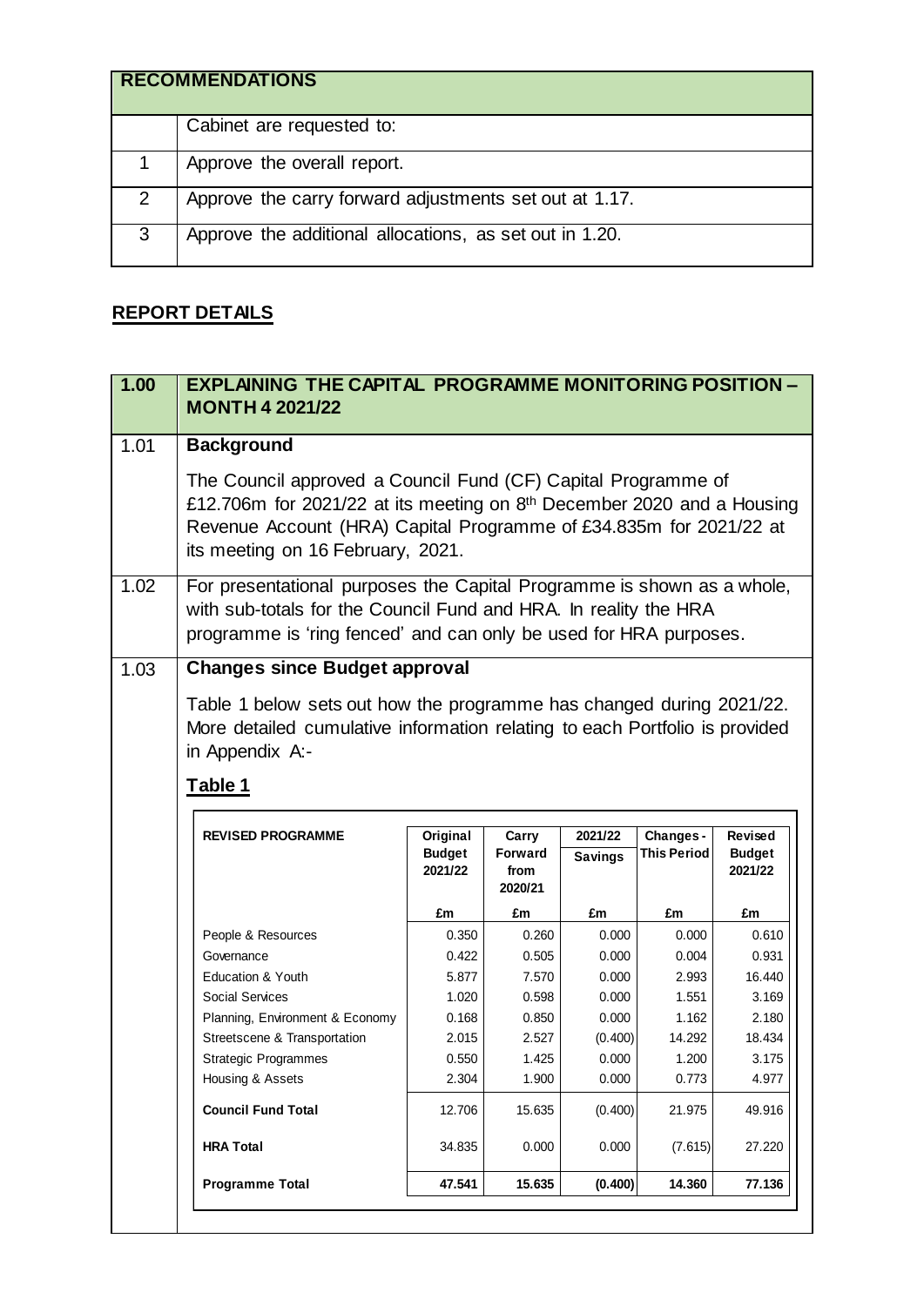| RECOMMENDATIONS | |
|---|---|
| | Cabinet are requested to: |
| 1 | Approve the overall report. |
| 2 | Approve the carry forward adjustments set out at 1.17. |
| 3 | Approve the additional allocations, as set out in 1.20. |

## REPORT DETAILS

## 1.00 EXPLAINING THE CAPITAL PROGRAMME MONITORING POSITION – MONTH 4 2021/22

**1.01 Background**

The Council approved a Council Fund (CF) Capital Programme of £12.706m for 2021/22 at its meeting on 8th December 2020 and a Housing Revenue Account (HRA) Capital Programme of £34.835m for 2021/22 at its meeting on 16 February, 2021.

**1.02** For presentational purposes the Capital Programme is shown as a whole, with sub-totals for the Council Fund and HRA. In reality the HRA programme is 'ring fenced' and can only be used for HRA purposes.

**1.03 Changes since Budget approval**

Table 1 below sets out how the programme has changed during 2021/22. More detailed cumulative information relating to each Portfolio is provided in Appendix A:-

**Table 1**

| REVISED PROGRAMME | Original Budget 2021/22 | Carry Forward from 2020/21 | 2021/22 Savings | Changes - This Period | Revised Budget 2021/22 |
|---|---|---|---|---|---|
| | £m | £m | £m | £m | £m |
| People & Resources | 0.350 | 0.260 | 0.000 | 0.000 | 0.610 |
| Governance | 0.422 | 0.505 | 0.000 | 0.004 | 0.931 |
| Education & Youth | 5.877 | 7.570 | 0.000 | 2.993 | 16.440 |
| Social Services | 1.020 | 0.598 | 0.000 | 1.551 | 3.169 |
| Planning, Environment & Economy | 0.168 | 0.850 | 0.000 | 1.162 | 2.180 |
| Streetscene & Transportation | 2.015 | 2.527 | (0.400) | 14.292 | 18.434 |
| Strategic Programmes | 0.550 | 1.425 | 0.000 | 1.200 | 3.175 |
| Housing & Assets | 2.304 | 1.900 | 0.000 | 0.773 | 4.977 |
| **Council Fund Total** | 12.706 | 15.635 | (0.400) | 21.975 | 49.916 |
| **HRA Total** | 34.835 | 0.000 | 0.000 | (7.615) | 27.220 |
| **Programme Total** | **47.541** | **15.635** | **(0.400)** | **14.360** | **77.136** |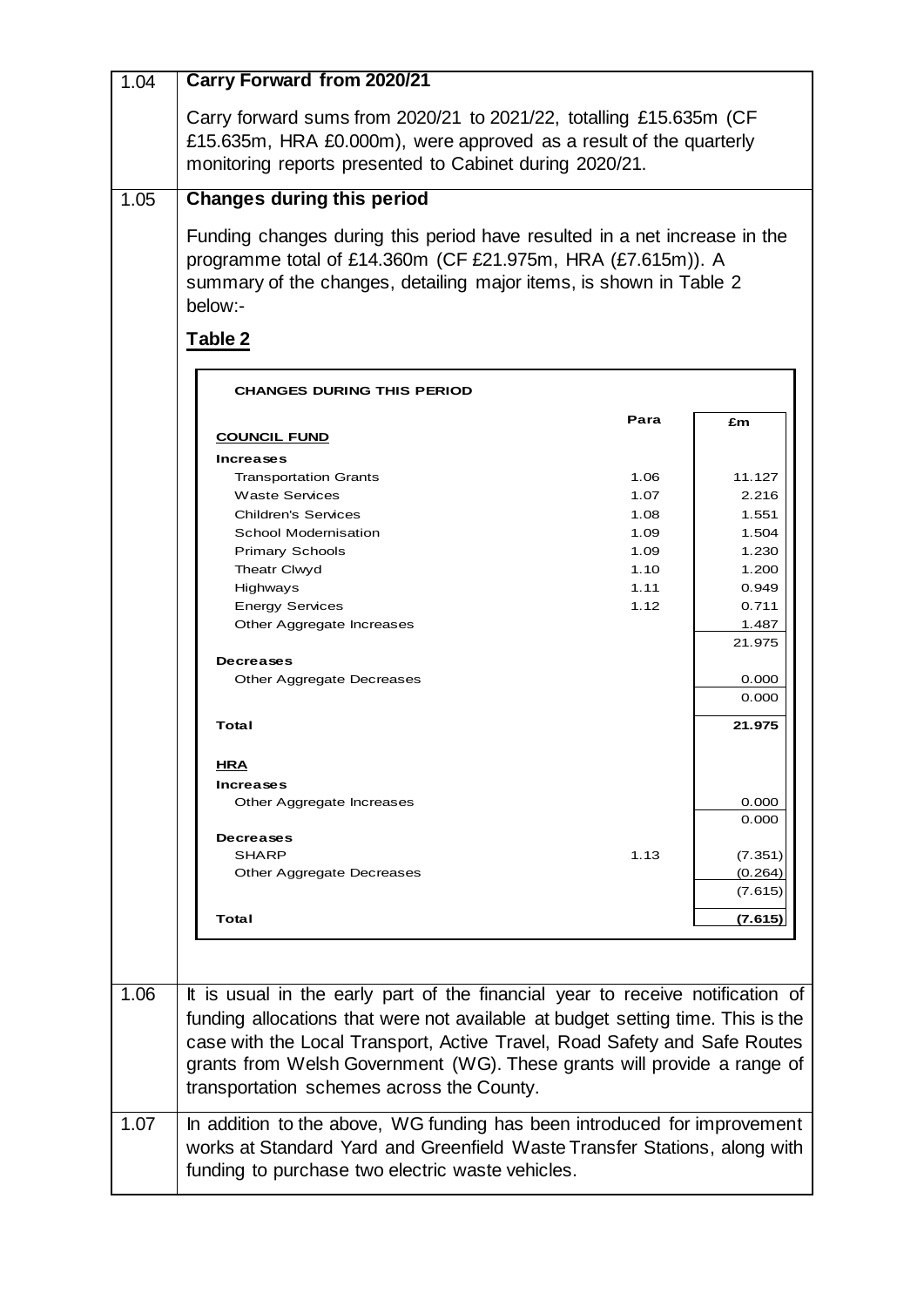| | |
|---|---|
| 1.04 | **Carry Forward from 2020/21** |
| | Carry forward sums from 2020/21 to 2021/22, totalling £15.635m (CF £15.635m, HRA £0.000m), were approved as a result of the quarterly monitoring reports presented to Cabinet during 2020/21. |
| 1.05 | **Changes during this period** |
| | Funding changes during this period have resulted in a net increase in the programme total of £14.360m (CF £21.975m, HRA (£7.615m)). A summary of the changes, detailing major items, is shown in Table 2 below:- |

**Table 2**

**CHANGES DURING THIS PERIOD**

| | Para | £m |
|---|---|---|
| **COUNCIL FUND** | | |
| **Increases** | | |
| Transportation Grants | 1.06 | 11.127 |
| Waste Services | 1.07 | 2.216 |
| Children's Services | 1.08 | 1.551 |
| School Modernisation | 1.09 | 1.504 |
| Primary Schools | 1.09 | 1.230 |
| Theatr Clwyd | 1.10 | 1.200 |
| Highways | 1.11 | 0.949 |
| Energy Services | 1.12 | 0.711 |
| Other Aggregate Increases | | 1.487 |
| | | 21.975 |
| **Decreases** | | |
| Other Aggregate Decreases | | 0.000 |
| | | 0.000 |
| **Total** | | **21.975** |
| **HRA** | | |
| **Increases** | | |
| Other Aggregate Increases | | 0.000 |
| | | 0.000 |
| **Decreases** | | |
| SHARP | 1.13 | (7.351) |
| Other Aggregate Decreases | | (0.264) |
| | | (7.615) |
| **Total** | | **(7.615)** |

| | |
|---|---|
| 1.06 | It is usual in the early part of the financial year to receive notification of funding allocations that were not available at budget setting time. This is the case with the Local Transport, Active Travel, Road Safety and Safe Routes grants from Welsh Government (WG). These grants will provide a range of transportation schemes across the County. |
| 1.07 | In addition to the above, WG funding has been introduced for improvement works at Standard Yard and Greenfield Waste Transfer Stations, along with funding to purchase two electric waste vehicles. |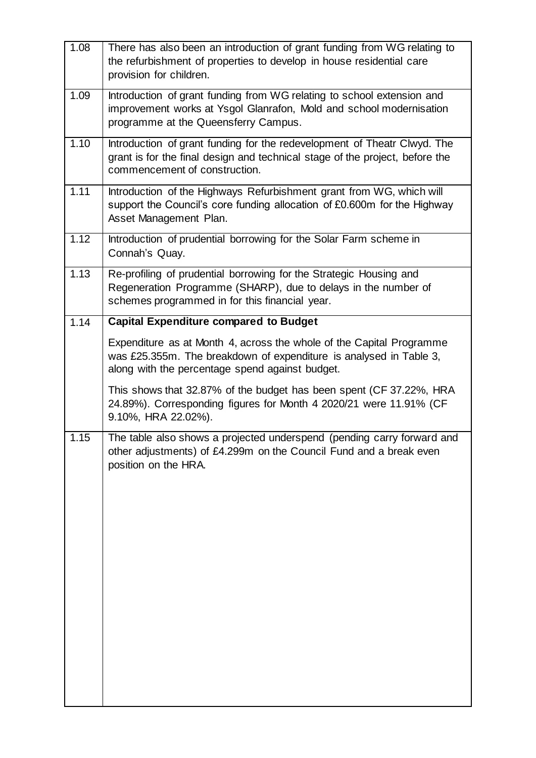| | |
|---|---|
| 1.08 | There has also been an introduction of grant funding from WG relating to the refurbishment of properties to develop in house residential care provision for children. |
| 1.09 | Introduction of grant funding from WG relating to school extension and improvement works at Ysgol Glanrafon, Mold and school modernisation programme at the Queensferry Campus. |
| 1.10 | Introduction of grant funding for the redevelopment of Theatr Clwyd. The grant is for the final design and technical stage of the project, before the commencement of construction. |
| 1.11 | Introduction of the Highways Refurbishment grant from WG, which will support the Council's core funding allocation of £0.600m for the Highway Asset Management Plan. |
| 1.12 | Introduction of prudential borrowing for the Solar Farm scheme in Connah's Quay. |
| 1.13 | Re-profiling of prudential borrowing for the Strategic Housing and Regeneration Programme (SHARP), due to delays in the number of schemes programmed in for this financial year. |
| 1.14 | **Capital Expenditure compared to Budget**<br><br>Expenditure as at Month 4, across the whole of the Capital Programme was £25.355m. The breakdown of expenditure is analysed in Table 3, along with the percentage spend against budget.<br><br>This shows that 32.87% of the budget has been spent (CF 37.22%, HRA 24.89%). Corresponding figures for Month 4 2020/21 were 11.91% (CF 9.10%, HRA 22.02%). |
| 1.15 | The table also shows a projected underspend (pending carry forward and other adjustments) of £4.299m on the Council Fund and a break even position on the HRA. |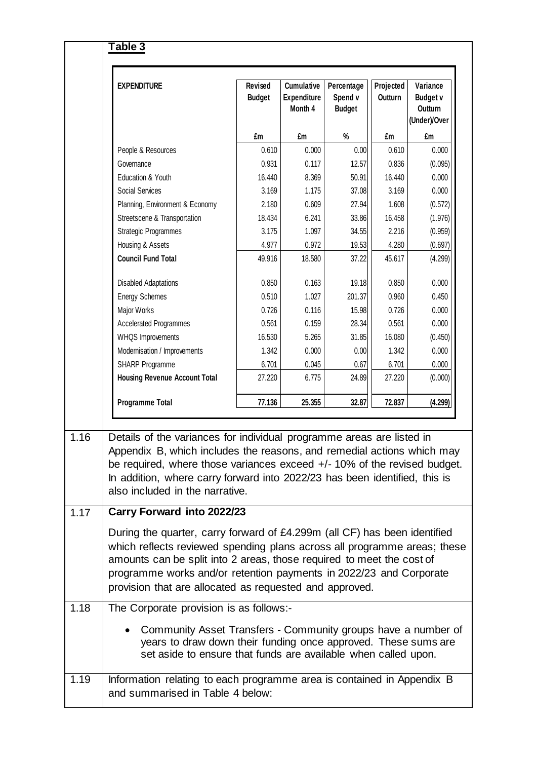**Table 3**

| EXPENDITURE | Revised Budget | Cumulative Expenditure Month 4 | Percentage Spend v Budget | Projected Outturn | Variance Budget v Outturn (Under)/Over |
|---|---|---|---|---|---|
| | £m | £m | % | £m | £m |
| People & Resources | 0.610 | 0.000 | 0.00 | 0.610 | 0.000 |
| Governance | 0.931 | 0.117 | 12.57 | 0.836 | (0.095) |
| Education & Youth | 16.440 | 8.369 | 50.91 | 16.440 | 0.000 |
| Social Services | 3.169 | 1.175 | 37.08 | 3.169 | 0.000 |
| Planning, Environment & Economy | 2.180 | 0.609 | 27.94 | 1.608 | (0.572) |
| Streetscene & Transportation | 18.434 | 6.241 | 33.86 | 16.458 | (1.976) |
| Strategic Programmes | 3.175 | 1.097 | 34.55 | 2.216 | (0.959) |
| Housing & Assets | 4.977 | 0.972 | 19.53 | 4.280 | (0.697) |
| **Council Fund Total** | 49.916 | 18.580 | 37.22 | 45.617 | (4.299) |
| | | | | | |
| Disabled Adaptations | 0.850 | 0.163 | 19.18 | 0.850 | 0.000 |
| Energy Schemes | 0.510 | 1.027 | 201.37 | 0.960 | 0.450 |
| Major Works | 0.726 | 0.116 | 15.98 | 0.726 | 0.000 |
| Accelerated Programmes | 0.561 | 0.159 | 28.34 | 0.561 | 0.000 |
| WHQS Improvements | 16.530 | 5.265 | 31.85 | 16.080 | (0.450) |
| Modernisation / Improvements | 1.342 | 0.000 | 0.00 | 1.342 | 0.000 |
| SHARP Programme | 6.701 | 0.045 | 0.67 | 6.701 | 0.000 |
| **Housing Revenue Account Total** | 27.220 | 6.775 | 24.89 | 27.220 | (0.000) |
| | | | | | |
| **Programme Total** | 77.136 | 25.355 | 32.87 | 72.837 | (4.299) |

1.16 Details of the variances for individual programme areas are listed in Appendix B, which includes the reasons, and remedial actions which may be required, where those variances exceed +/- 10% of the revised budget. In addition, where carry forward into 2022/23 has been identified, this is also included in the narrative.

1.17 **Carry Forward into 2022/23**

During the quarter, carry forward of £4.299m (all CF) has been identified which reflects reviewed spending plans across all programme areas; these amounts can be split into 2 areas, those required to meet the cost of programme works and/or retention payments in 2022/23 and Corporate provision that are allocated as requested and approved.

1.18 The Corporate provision is as follows:-

- Community Asset Transfers - Community groups have a number of years to draw down their funding once approved. These sums are set aside to ensure that funds are available when called upon.

1.19 Information relating to each programme area is contained in Appendix B and summarised in Table 4 below: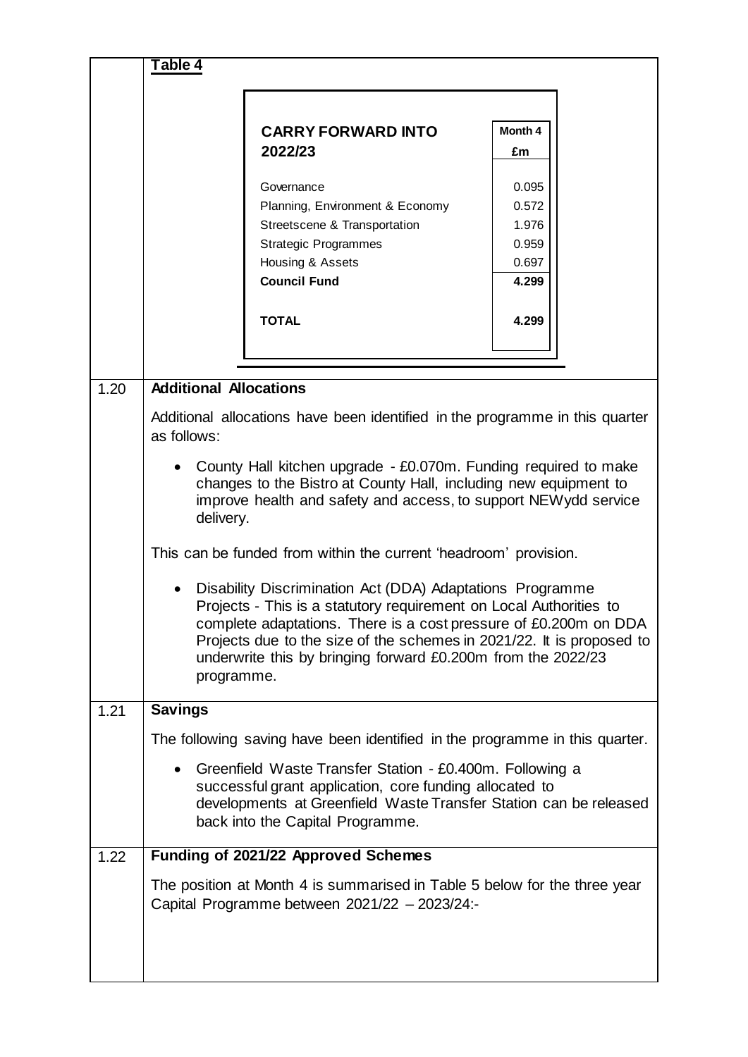**Table 4**

| CARRY FORWARD INTO 2022/23 | Month 4 £m |
|---|---|
| Governance | 0.095 |
| Planning, Environment & Economy | 0.572 |
| Streetscene & Transportation | 1.976 |
| Strategic Programmes | 0.959 |
| Housing & Assets | 0.697 |
| **Council Fund** | **4.299** |
| **TOTAL** | **4.299** |

1.20 **Additional Allocations**

Additional allocations have been identified in the programme in this quarter as follows:

- County Hall kitchen upgrade - £0.070m. Funding required to make changes to the Bistro at County Hall, including new equipment to improve health and safety and access, to support NEWydd service delivery.

This can be funded from within the current 'headroom' provision.

- Disability Discrimination Act (DDA) Adaptations Programme Projects - This is a statutory requirement on Local Authorities to complete adaptations. There is a cost pressure of £0.200m on DDA Projects due to the size of the schemes in 2021/22. It is proposed to underwrite this by bringing forward £0.200m from the 2022/23 programme.

1.21 **Savings**

The following saving have been identified in the programme in this quarter.

- Greenfield Waste Transfer Station - £0.400m. Following a successful grant application, core funding allocated to developments at Greenfield Waste Transfer Station can be released back into the Capital Programme.

1.22 **Funding of 2021/22 Approved Schemes**

The position at Month 4 is summarised in Table 5 below for the three year Capital Programme between 2021/22 – 2023/24:-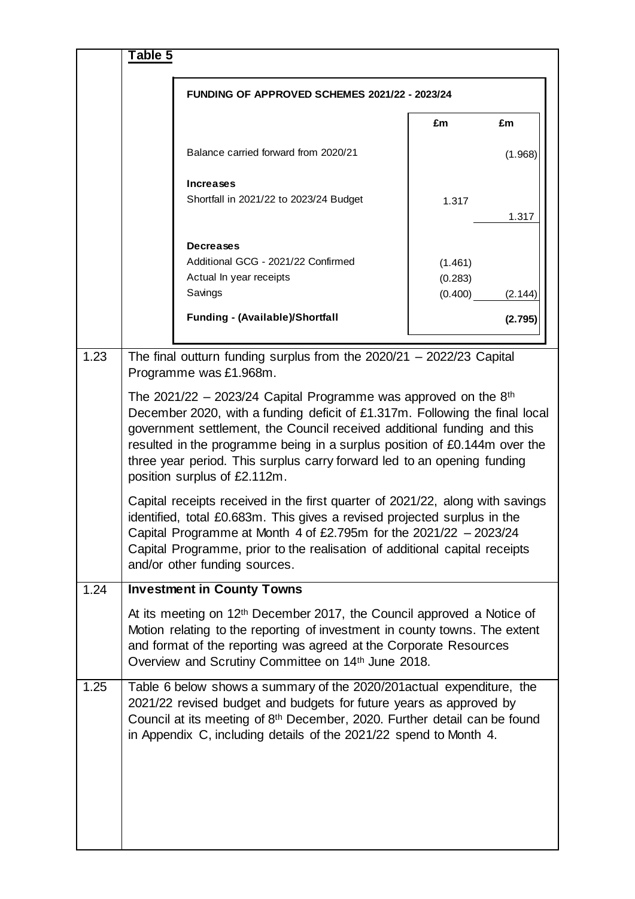**Table 5**

**FUNDING OF APPROVED SCHEMES 2021/22 - 2023/24**

| | £m | £m |
|---|---|---|
| Balance carried forward from 2020/21 | | (1.968) |
| **Increases** | | |
| Shortfall in 2021/22 to 2023/24 Budget | 1.317 | |
| | | 1.317 |
| **Decreases** | | |
| Additional GCG - 2021/22 Confirmed | (1.461) | |
| Actual In year receipts | (0.283) | |
| Savings | (0.400) | (2.144) |
| **Funding - (Available)/Shortfall** | | **(2.795)** |

1.23 The final outturn funding surplus from the 2020/21 – 2022/23 Capital Programme was £1.968m.

The 2021/22 – 2023/24 Capital Programme was approved on the 8th December 2020, with a funding deficit of £1.317m. Following the final local government settlement, the Council received additional funding and this resulted in the programme being in a surplus position of £0.144m over the three year period. This surplus carry forward led to an opening funding position surplus of £2.112m.

Capital receipts received in the first quarter of 2021/22, along with savings identified, total £0.683m. This gives a revised projected surplus in the Capital Programme at Month 4 of £2.795m for the 2021/22 – 2023/24 Capital Programme, prior to the realisation of additional capital receipts and/or other funding sources.

1.24 **Investment in County Towns**

At its meeting on 12th December 2017, the Council approved a Notice of Motion relating to the reporting of investment in county towns. The extent and format of the reporting was agreed at the Corporate Resources Overview and Scrutiny Committee on 14th June 2018.

1.25 Table 6 below shows a summary of the 2020/201actual expenditure, the 2021/22 revised budget and budgets for future years as approved by Council at its meeting of 8th December, 2020. Further detail can be found in Appendix C, including details of the 2021/22 spend to Month 4.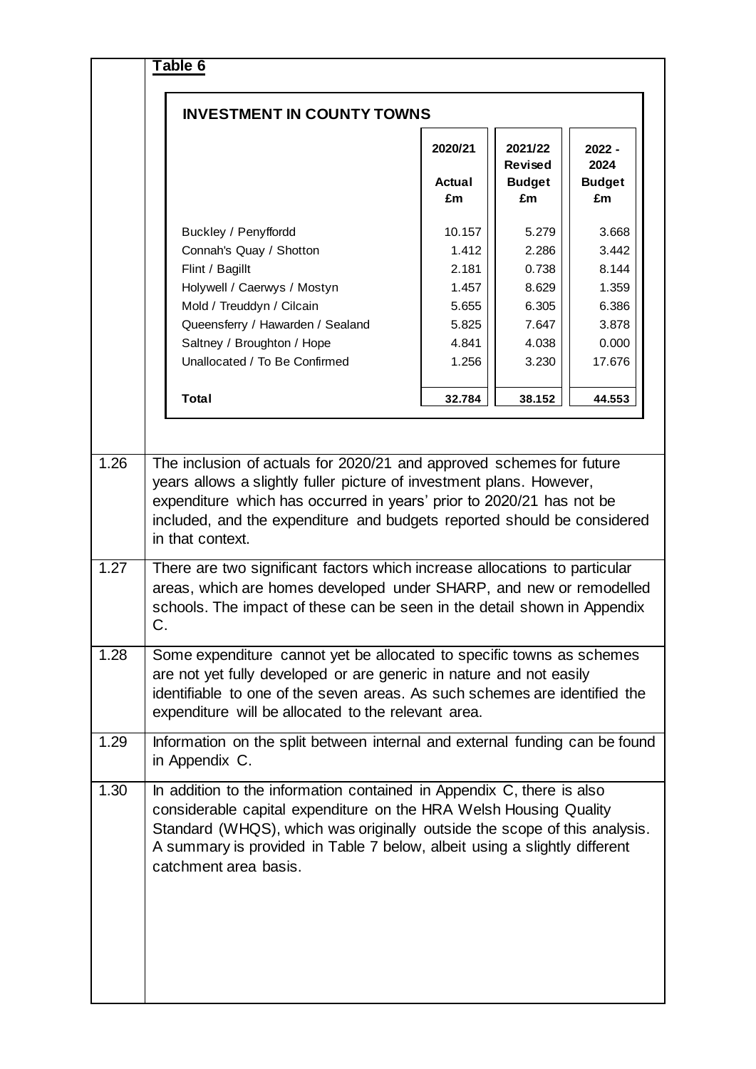**Table 6**

**INVESTMENT IN COUNTY TOWNS**

| | 2020/21 Actual £m | 2021/22 Revised Budget £m | 2022 - 2024 Budget £m |
|---|---|---|---|
| Buckley / Penyffordd | 10.157 | 5.279 | 3.668 |
| Connah's Quay / Shotton | 1.412 | 2.286 | 3.442 |
| Flint / Bagillt | 2.181 | 0.738 | 8.144 |
| Holywell / Caerwys / Mostyn | 1.457 | 8.629 | 1.359 |
| Mold / Treuddyn / Cilcain | 5.655 | 6.305 | 6.386 |
| Queensferry / Hawarden / Sealand | 5.825 | 7.647 | 3.878 |
| Saltney / Broughton / Hope | 4.841 | 4.038 | 0.000 |
| Unallocated / To Be Confirmed | 1.256 | 3.230 | 17.676 |
| **Total** | **32.784** | **38.152** | **44.553** |

| | |
|---|---|
| 1.26 | The inclusion of actuals for 2020/21 and approved schemes for future years allows a slightly fuller picture of investment plans. However, expenditure which has occurred in years' prior to 2020/21 has not be included, and the expenditure and budgets reported should be considered in that context. |
| 1.27 | There are two significant factors which increase allocations to particular areas, which are homes developed under SHARP, and new or remodelled schools. The impact of these can be seen in the detail shown in Appendix C. |
| 1.28 | Some expenditure cannot yet be allocated to specific towns as schemes are not yet fully developed or are generic in nature and not easily identifiable to one of the seven areas. As such schemes are identified the expenditure will be allocated to the relevant area. |
| 1.29 | Information on the split between internal and external funding can be found in Appendix C. |
| 1.30 | In addition to the information contained in Appendix C, there is also considerable capital expenditure on the HRA Welsh Housing Quality Standard (WHQS), which was originally outside the scope of this analysis. A summary is provided in Table 7 below, albeit using a slightly different catchment area basis. |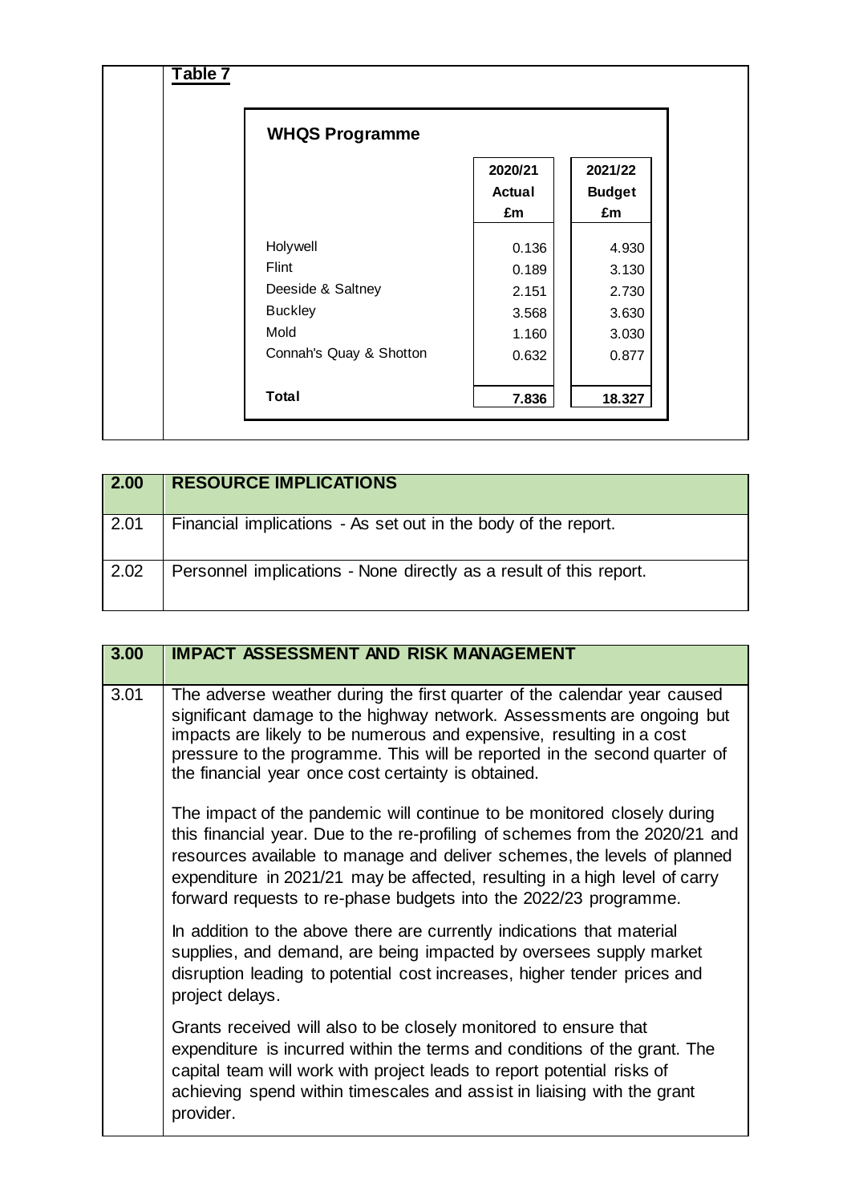**Table 7**

**WHQS Programme**

| | 2020/21 Actual £m | 2021/22 Budget £m |
|---|---|---|
| Holywell | 0.136 | 4.930 |
| Flint | 0.189 | 3.130 |
| Deeside & Saltney | 2.151 | 2.730 |
| Buckley | 3.568 | 3.630 |
| Mold | 1.160 | 3.030 |
| Connah's Quay & Shotton | 0.632 | 0.877 |
| **Total** | **7.836** | **18.327** |

| 2.00 | RESOURCE IMPLICATIONS |
|---|---|
| 2.01 | Financial implications - As set out in the body of the report. |
| 2.02 | Personnel implications - None directly as a result of this report. |

| 3.00 | IMPACT ASSESSMENT AND RISK MANAGEMENT |
|---|---|
| 3.01 | The adverse weather during the first quarter of the calendar year caused significant damage to the highway network. Assessments are ongoing but impacts are likely to be numerous and expensive, resulting in a cost pressure to the programme. This will be reported in the second quarter of the financial year once cost certainty is obtained.<br><br>The impact of the pandemic will continue to be monitored closely during this financial year. Due to the re-profiling of schemes from the 2020/21 and resources available to manage and deliver schemes, the levels of planned expenditure in 2021/21 may be affected, resulting in a high level of carry forward requests to re-phase budgets into the 2022/23 programme.<br><br>In addition to the above there are currently indications that material supplies, and demand, are being impacted by oversees supply market disruption leading to potential cost increases, higher tender prices and project delays.<br><br>Grants received will also to be closely monitored to ensure that expenditure is incurred within the terms and conditions of the grant. The capital team will work with project leads to report potential risks of achieving spend within timescales and assist in liaising with the grant provider. |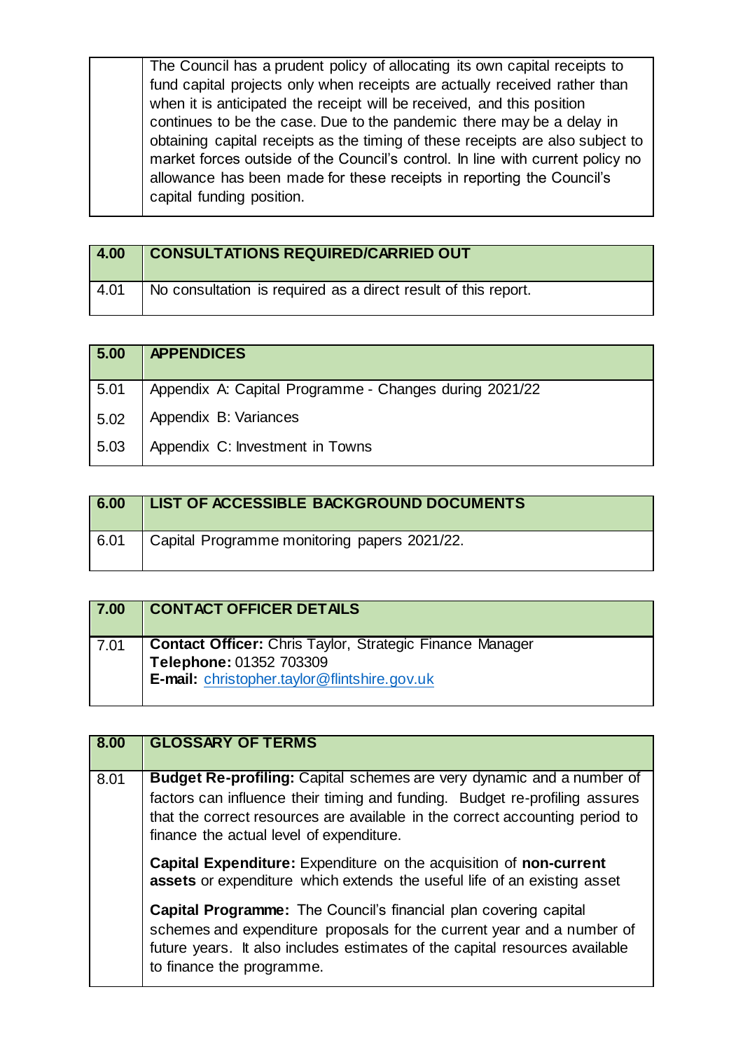| | |
|---|---|
| | The Council has a prudent policy of allocating its own capital receipts to fund capital projects only when receipts are actually received rather than when it is anticipated the receipt will be received, and this position continues to be the case. Due to the pandemic there may be a delay in obtaining capital receipts as the timing of these receipts are also subject to market forces outside of the Council's control. In line with current policy no allowance has been made for these receipts in reporting the Council's capital funding position. |

| 4.00 | CONSULTATIONS REQUIRED/CARRIED OUT |
|---|---|
| 4.01 | No consultation is required as a direct result of this report. |

| 5.00 | APPENDICES |
|---|---|
| 5.01 | Appendix A: Capital Programme - Changes during 2021/22 |
| 5.02 | Appendix B: Variances |
| 5.03 | Appendix C: Investment in Towns |

| 6.00 | LIST OF ACCESSIBLE BACKGROUND DOCUMENTS |
|---|---|
| 6.01 | Capital Programme monitoring papers 2021/22. |

| 7.00 | CONTACT OFFICER DETAILS |
|---|---|
| 7.01 | **Contact Officer:** Chris Taylor, Strategic Finance Manager<br>**Telephone:** 01352 703309<br>**E-mail:** christopher.taylor@flintshire.gov.uk |

| 8.00 | GLOSSARY OF TERMS |
|---|---|
| 8.01 | **Budget Re-profiling:** Capital schemes are very dynamic and a number of factors can influence their timing and funding. Budget re-profiling assures that the correct resources are available in the correct accounting period to finance the actual level of expenditure.<br><br>**Capital Expenditure:** Expenditure on the acquisition of **non-current assets** or expenditure which extends the useful life of an existing asset<br><br>**Capital Programme:** The Council's financial plan covering capital schemes and expenditure proposals for the current year and a number of future years. It also includes estimates of the capital resources available to finance the programme. |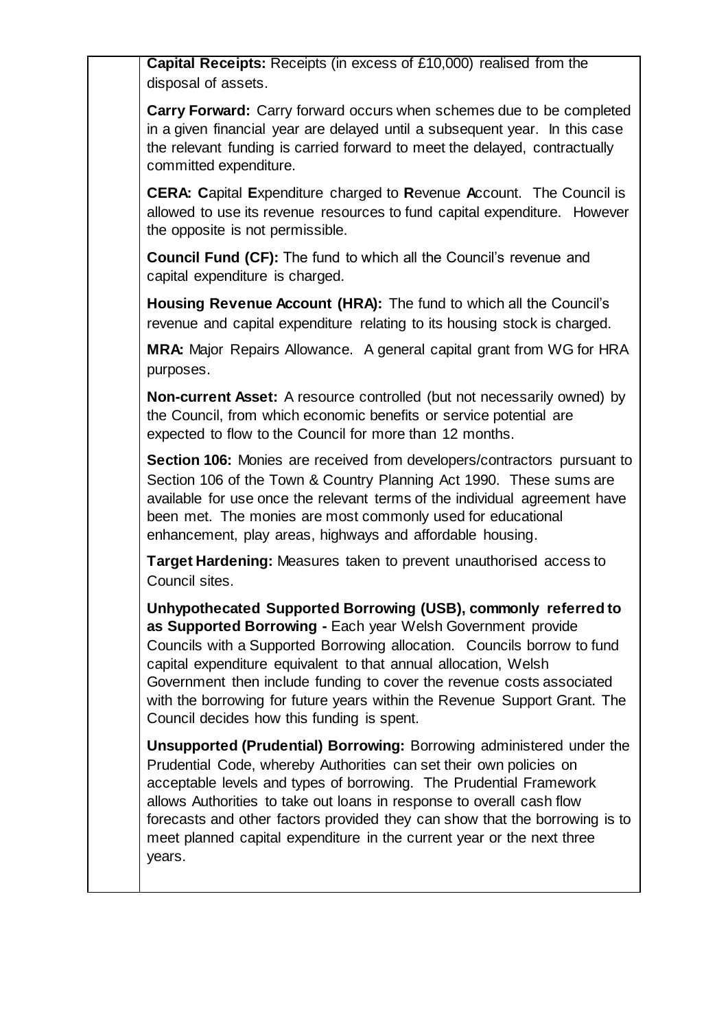**Capital Receipts:** Receipts (in excess of £10,000) realised from the disposal of assets.

**Carry Forward:** Carry forward occurs when schemes due to be completed in a given financial year are delayed until a subsequent year. In this case the relevant funding is carried forward to meet the delayed, contractually committed expenditure.

**CERA: C**apital **E**xpenditure charged to **R**evenue **A**ccount. The Council is allowed to use its revenue resources to fund capital expenditure. However the opposite is not permissible.

**Council Fund (CF):** The fund to which all the Council's revenue and capital expenditure is charged.

**Housing Revenue Account (HRA):** The fund to which all the Council's revenue and capital expenditure relating to its housing stock is charged.

**MRA:** Major Repairs Allowance. A general capital grant from WG for HRA purposes.

**Non-current Asset:** A resource controlled (but not necessarily owned) by the Council, from which economic benefits or service potential are expected to flow to the Council for more than 12 months.

**Section 106:** Monies are received from developers/contractors pursuant to Section 106 of the Town & Country Planning Act 1990. These sums are available for use once the relevant terms of the individual agreement have been met. The monies are most commonly used for educational enhancement, play areas, highways and affordable housing.

**Target Hardening:** Measures taken to prevent unauthorised access to Council sites.

**Unhypothecated Supported Borrowing (USB), commonly referred to as Supported Borrowing -** Each year Welsh Government provide Councils with a Supported Borrowing allocation. Councils borrow to fund capital expenditure equivalent to that annual allocation, Welsh Government then include funding to cover the revenue costs associated with the borrowing for future years within the Revenue Support Grant. The Council decides how this funding is spent.

**Unsupported (Prudential) Borrowing:** Borrowing administered under the Prudential Code, whereby Authorities can set their own policies on acceptable levels and types of borrowing. The Prudential Framework allows Authorities to take out loans in response to overall cash flow forecasts and other factors provided they can show that the borrowing is to meet planned capital expenditure in the current year or the next three years.